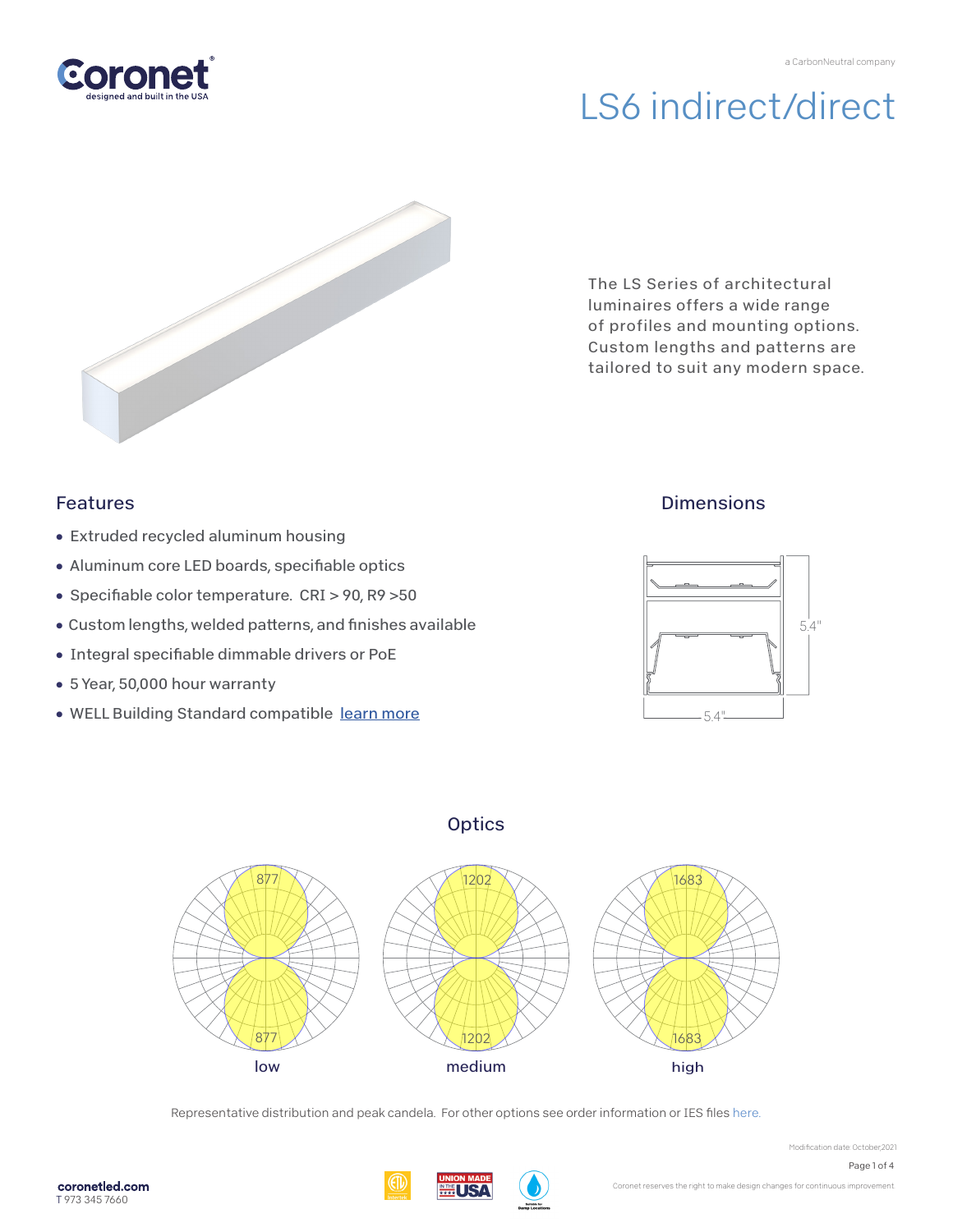a CarbonNeutral company

# LS6 indirect/direct

The LS Series of architectural luminaires offers a wide range of profiles and mounting options. Custom lengths and patterns are tailored to suit any modern space.

## Features

- Extruded recycled aluminum housing
- Aluminum core LED boards, specifiable optics
- Specifiable color temperature. CRI > 90, R9 >50
- Custom lengths, welded patterns, and finishes available
- Integral specifiable dimmable drivers or PoE
- 5 Year, 50,000 hour warranty
- WELL Building Standard compatible learn more

## Dimensions

5.4"

5.4"

## Optics

877

877

low

1202

1202

medium

1683

1683

high

Representative distribution and peak candela. For other options see order information or IES files here.

Modification date: October,2021

coronetled.com
T 973 345 7660

Coronet reserves the right to make design changes for continuous improvement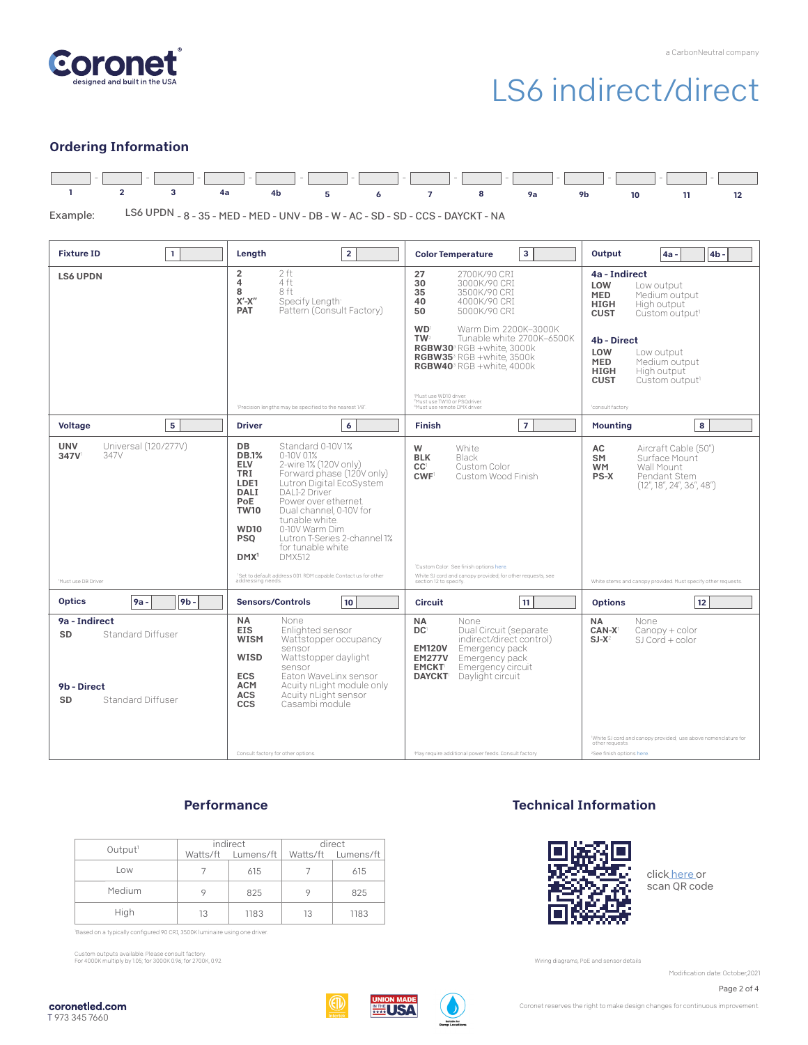# LS6 indirect/direct

## Ordering Information

| 1 | 2 | 3 | 4a | 4b | 5 | 6 | 7 | 8 | 9a | 9b | 10 | 11 | 12 |
|---|---|---|---|---|---|---|---|---|---|---|---|---|---|

Example: LS6 UPDN - 8 - 35 - MED - MED - UNV - DB - W - AC - SD - SD - CCS - DAYCKT - NA

### Fixture ID (1)

**LS6 UPDN**

### Length (2)

- **2** 2 ft
- **4** 4 ft
- **8** 8 ft
- **X'-X"** Specify Length[1]
- **PAT** Pattern (Consult Factory)

[1]Precision lengths may be specified to the nearest 1/8"

### Color Temperature (3)

- **27** 2700K/90 CRI
- **30** 3000K/90 CRI
- **35** 3500K/90 CRI
- **40** 4000K/90 CRI
- **50** 5000K/90 CRI
- **WD**[1] Warm Dim 2200K–3000K
- **TW**[2] Tunable white 2700K–6500K
- **RGBW30**[3] RGB +white, 3000k
- **RGBW35**[3] RGB +white, 3500k
- **RGBW40**[3] RGB +white, 4000k

[1]Must use WD10 driver
[2]Must use TW10 or PSQdriver
[3]Must use remote DMX driver

### Output (4a - / 4b -)

**4a - Indirect**

- **LOW** Low output
- **MED** Medium output
- **HIGH** High output
- **CUST** Custom output[1]

**4b - Direct**

- **LOW** Low output
- **MED** Medium output
- **HIGH** High output
- **CUST** Custom output[1]

[1]consult factory

### Voltage (5)

- **UNV** Universal (120/277V)
- **347V**[1] 347V

[1]Must use DB Driver

### Driver (6)

- **DB** Standard 0-10V 1%
- **DB.1%** 0-10V 0.1%
- **ELV** 2-wire 1% (120V only)
- **TRI** Forward phase (120V only)
- **LDE1** Lutron Digital EcoSystem
- **DALI** DALI-2 Driver
- **PoE** Power over ethernet
- **TW10** Dual channel, 0-10V for tunable white
- **WD10** 0-10V Warm Dim
- **PSQ** Lutron T-Series 2-channel 1% for tunable white
- **DMX**[1] DMX512

[1]Set to default address 001. RDM capable. Contact us for other addressing needs.

### Finish (7)

- **W** White
- **BLK** Black
- **CC**[1] Custom Color
- **CWF**[1] Custom Wood Finish

[1]Custom Color. See finish options here

White SJ cord and canopy provided; for other requests, see section 12 to specify

### Mounting (8)

- **AC** Aircraft Cable (50")
- **SM** Surface Mount
- **WM** Wall Mount
- **PS-X** Pendant Stem (12", 18", 24", 36", 48")

White stems and canopy provided. Must specify other requests.

### Optics (9a - / 9b -)

**9a - Indirect**

- **SD** Standard Diffuser

**9b - Direct**

- **SD** Standard Diffuser

### Sensors/Controls (10)

- **NA** None
- **EIS** Enlighted sensor
- **WISM** Wattstopper occupancy sensor
- **WISD** Wattstopper daylight sensor
- **ECS** Eaton WaveLinx sensor
- **ACM** Acuity nLight module only
- **ACS** Acuity nLight sensor
- **CCS** Casambi module

Consult factory for other options.

### Circuit (11)

- **NA** None
- **DC**[1] Dual Circuit (separate indirect/direct control)
- **EM120V** Emergency pack
- **EM277V** Emergency pack
- **EMCKT**[1] Emergency circuit
- **DAYCKT**[1] Daylight circuit

[1]May require additional power feeds. Consult factory

### Options (12)

- **NA** None
- **CAN-X**[1] Canopy + color
- **SJ-X**[2] SJ Cord + color

[1]White SJ cord and canopy provided, use above nomenclature for other requests.
[2]See finish options here.

## Performance

| Output[1] | indirect | | direct | |
|---|---|---|---|---|
| | Watts/ft | Lumens/ft | Watts/ft | Lumens/ft |
| Low | 7 | 615 | 7 | 615 |
| Medium | 9 | 825 | 9 | 825 |
| High | 13 | 1183 | 13 | 1183 |

[1]Based on a typically configured 90 CRI, 3500K luminaire using one driver.

Custom outputs available. Please consult factory.
For 4000K multiply by 1.05; for 3000K 0.96; for 2700K, 0.92.

## Technical Information

click here or scan QR code

Wiring diagrams, PoE and sensor details

Modification date: October,2021

coronetled.com
T 973 345 7660

Coronet reserves the right to make design changes for continuous improvement.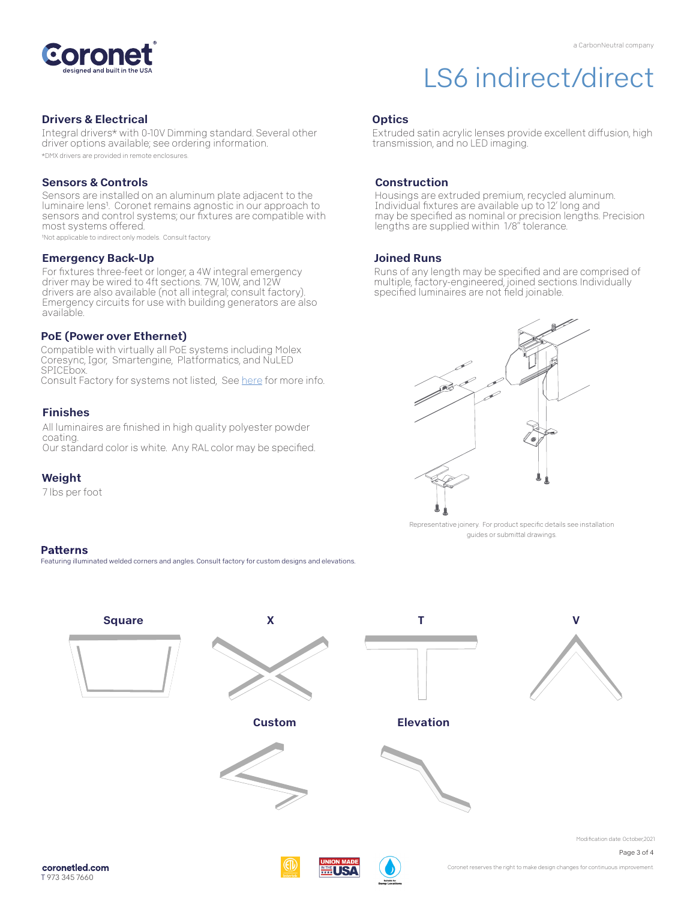# LS6 indirect/direct

## Drivers & Electrical

Integral drivers* with 0-10V Dimming standard. Several other driver options available; see ordering information.

*DMX drivers are provided in remote enclosures.

## Sensors & Controls

Sensors are installed on an aluminum plate adjacent to the luminaire lens[1]. Coronet remains agnostic in our approach to sensors and control systems; our fixtures are compatible with most systems offered.

[1]Not applicable to indirect only models. Consult factory.

## Emergency Back-Up

For fixtures three-feet or longer, a 4W integral emergency driver may be wired to 4ft sections. 7W, 10W, and 12W drivers are also available (not all integral; consult factory). Emergency circuits for use with building generators are also available.

## PoE (Power over Ethernet)

Compatible with virtually all PoE systems including Molex Coresync, Igor, Smartengine, Platformatics, and NuLED SPICEbox.
Consult Factory for systems not listed, See here for more info.

## Finishes

All luminaires are finished in high quality polyester powder coating.
Our standard color is white. Any RAL color may be specified.

## Weight

7 lbs per foot

## Optics

Extruded satin acrylic lenses provide excellent diffusion, high transmission, and no LED imaging.

## Construction

Housings are extruded premium, recycled aluminum. Individual fixtures are available up to 12' long and may be specified as nominal or precision lengths. Precision lengths are supplied within 1/8" tolerance.

## Joined Runs

Runs of any length may be specified and are comprised of multiple, factory-engineered, joined sections. Individually specified luminaires are not field joinable.

Representative joinery. For product specific details see installation guides or submittal drawings.

## Patterns

Featuring illuminated welded corners and angles. Consult factory for custom designs and elevations.

Square | X | T | V | Custom | Elevation

Modification date: October,2021

Coronet reserves the right to make design changes for continuous improvement.

**coronetled.com**
T 973 345 7660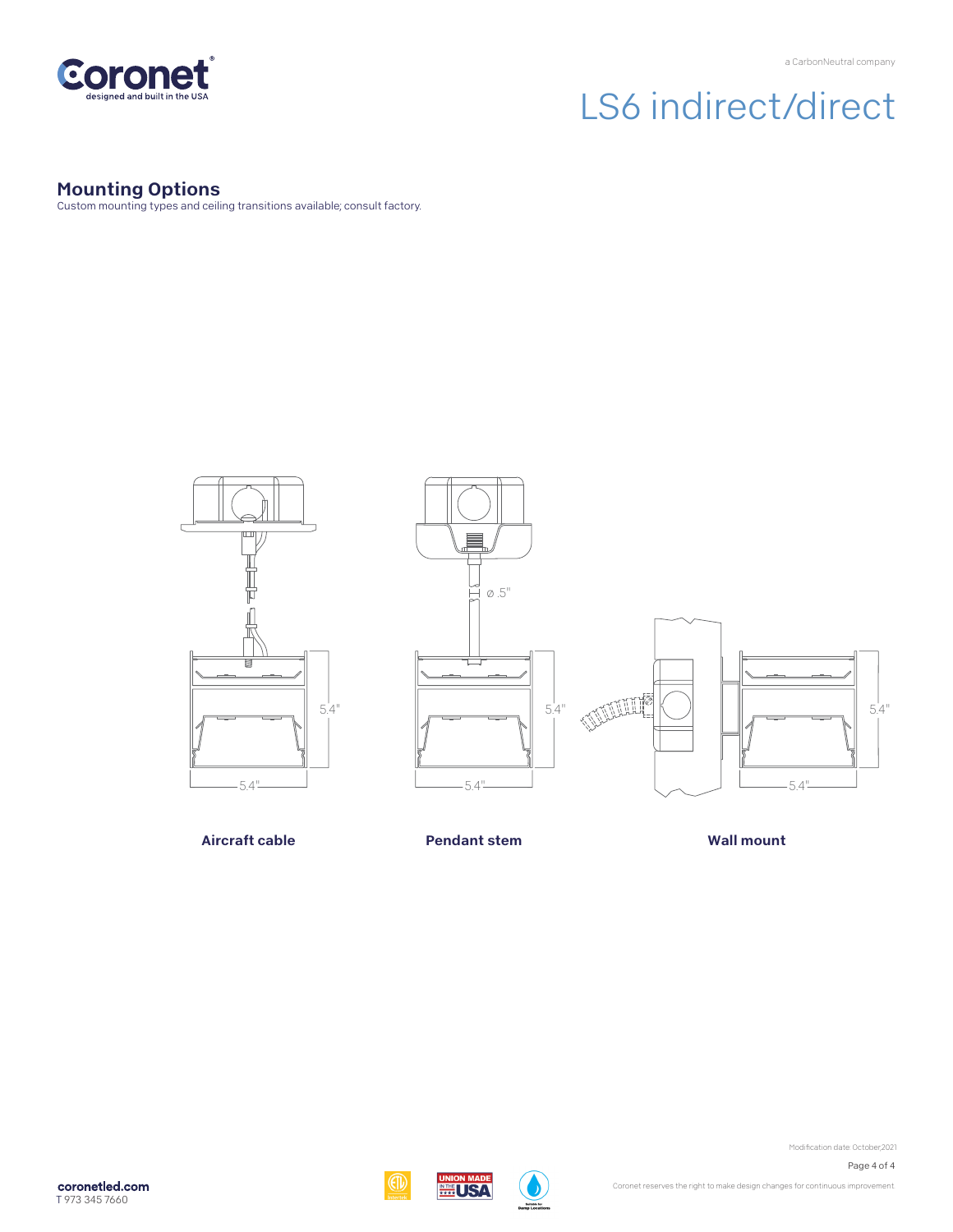# LS6 indirect/direct

## Mounting Options

Custom mounting types and ceiling transitions available; consult factory.

ø .5"

5.4"

5.4"

5.4"

5.4"

5.4"

5.4"

**Aircraft cable**

**Pendant stem**

**Wall mount**

Modification date: October,2021

Coronet reserves the right to make design changes for continuous improvement

**coronetled.com**
T 973 345 7660